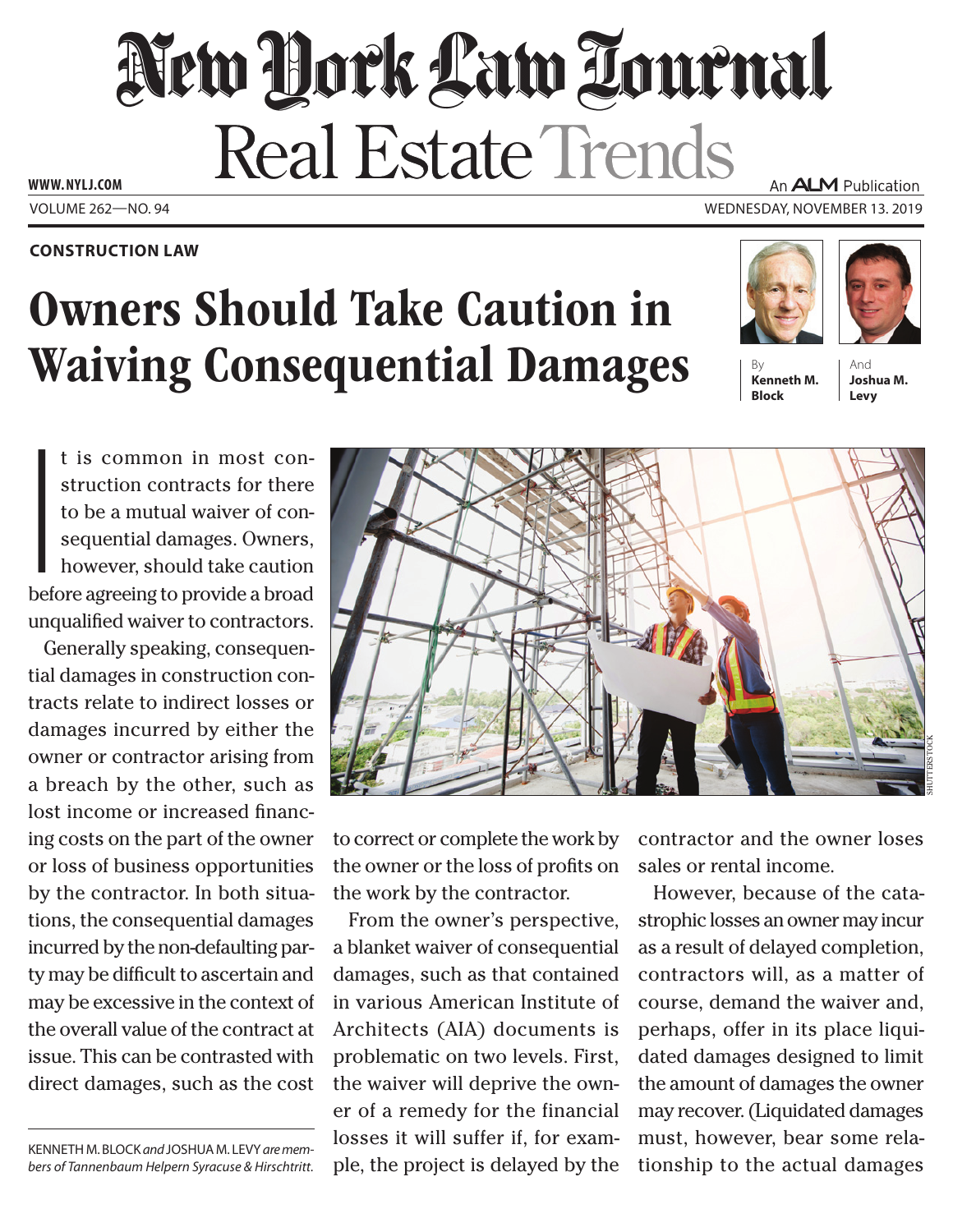# New York Law Journal

## Real Estate Trends

**CONSTRUCTION LAW**

# Owners Should Take Caution in Waiving Consequential Damages

By **Kenneth M. Block** And **Joshua M. Levy**

It is common in most construction contracts for there to be a mutual waiver of consequential damages. Owners, however, should take caution before agreeing to provide a broad unqualified waiver to contractors.

Generally speaking, consequential damages in construction contracts relate to indirect losses or damages incurred by either the owner or contractor arising from a breach by the other, such as lost income or increased financing costs on the part of the owner or loss of business opportunities by the contractor. In both situations, the consequential damages incurred by the non-defaulting party may be difficult to ascertain and may be excessive in the context of the overall value of the contract at issue. This can be contrasted with direct damages, such as the cost to correct or complete the work by the owner or the loss of profits on the work by the contractor.

From the owner's perspective, a blanket waiver of consequential damages, such as that contained in various American Institute of Architects (AIA) documents is problematic on two levels. First, the waiver will deprive the owner of a remedy for the financial losses it will suffer if, for example, the project is delayed by the contractor and the owner loses sales or rental income.

However, because of the catastrophic losses an owner may incur as a result of delayed completion, contractors will, as a matter of course, demand the waiver and, perhaps, offer in its place liquidated damages designed to limit the amount of damages the owner may recover. (Liquidated damages must, however, bear some relationship to the actual damages

---

KENNETH M. BLOCK *and* JOSHUA M. LEVY *are members of Tannenbaum Helpern Syracuse & Hirschtritt.*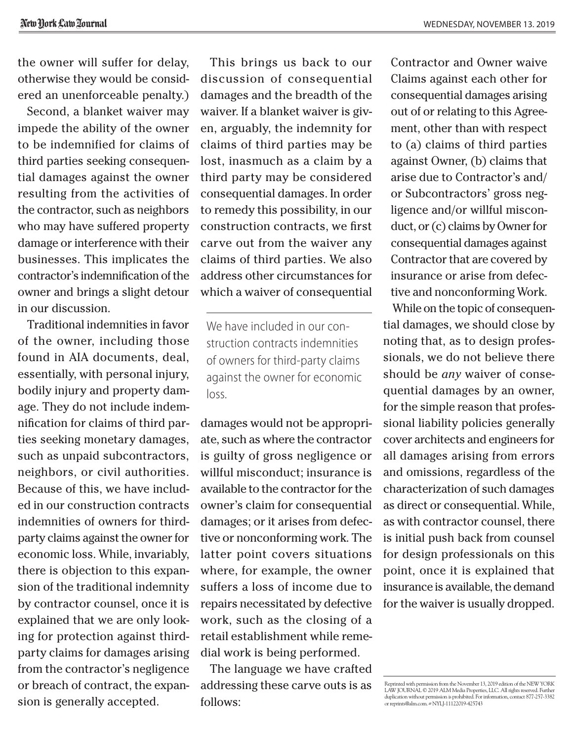the owner will suffer for delay, otherwise they would be considered an unenforceable penalty.)

Second, a blanket waiver may impede the ability of the owner to be indemnified for claims of third parties seeking consequential damages against the owner resulting from the activities of the contractor, such as neighbors who may have suffered property damage or interference with their businesses. This implicates the contractor's indemnification of the owner and brings a slight detour in our discussion.

Traditional indemnities in favor of the owner, including those found in AIA documents, deal, essentially, with personal injury, bodily injury and property damage. They do not include indemnification for claims of third parties seeking monetary damages, such as unpaid subcontractors, neighbors, or civil authorities. Because of this, we have included in our construction contracts indemnities of owners for third-party claims against the owner for economic loss. While, invariably, there is objection to this expansion of the traditional indemnity by contractor counsel, once it is explained that we are only looking for protection against third-party claims for damages arising from the contractor's negligence or breach of contract, the expansion is generally accepted.

This brings us back to our discussion of consequential damages and the breadth of the waiver. If a blanket waiver is given, arguably, the indemnity for claims of third parties may be lost, inasmuch as a claim by a third party may be considered consequential damages. In order to remedy this possibility, in our construction contracts, we first carve out from the waiver any claims of third parties. We also address other circumstances for which a waiver of consequential damages would not be appropriate, such as where the contractor is guilty of gross negligence or willful misconduct; insurance is available to the contractor for the owner's claim for consequential damages; or it arises from defective or nonconforming work. The latter point covers situations where, for example, the owner suffers a loss of income due to repairs necessitated by defective work, such as the closing of a retail establishment while remedial work is being performed.

> We have included in our construction contracts indemnities of owners for third-party claims against the owner for economic loss.

The language we have crafted addressing these carve outs is as follows:

> Contractor and Owner waive Claims against each other for consequential damages arising out of or relating to this Agreement, other than with respect to (a) claims of third parties against Owner, (b) claims that arise due to Contractor's and/or Subcontractors' gross negligence and/or willful misconduct, or (c) claims by Owner for consequential damages against Contractor that are covered by insurance or arise from defective and nonconforming Work.

While on the topic of consequential damages, we should close by noting that, as to design professionals, we do not believe there should be *any* waiver of consequential damages by an owner, for the simple reason that professional liability policies generally cover architects and engineers for all damages arising from errors and omissions, regardless of the characterization of such damages as direct or consequential. While, as with contractor counsel, there is initial push back from counsel for design professionals on this point, once it is explained that insurance is available, the demand for the waiver is usually dropped.

Reprinted with permission from the November 13, 2019 edition of the NEW YORK LAW JOURNAL © 2019 ALM Media Properties, LLC. All rights reserved. Further duplication without permission is prohibited. For information, contact 877-257-3382 or reprints@alm.com. # NYLJ-11122019-425743